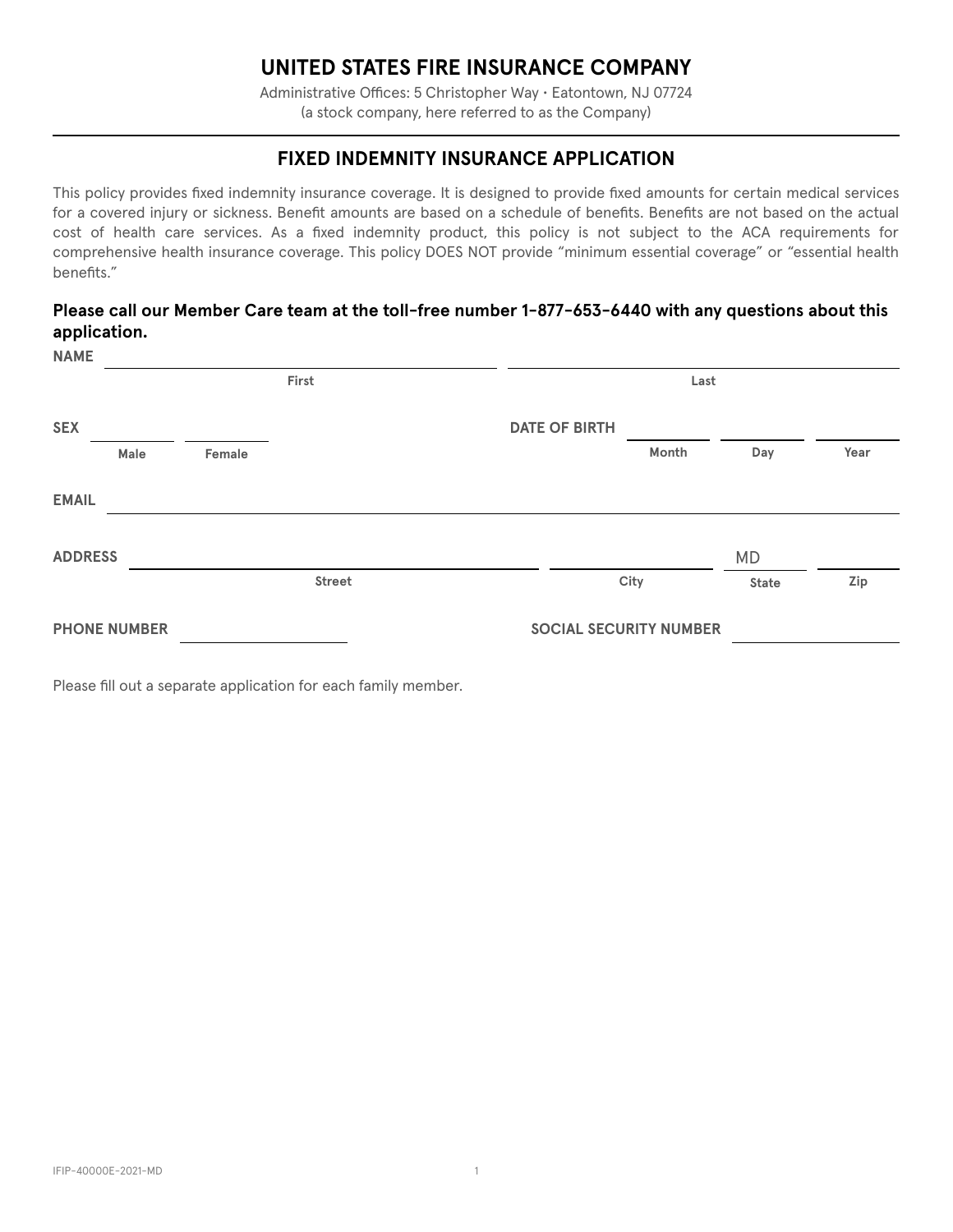# UNITED STATES FIRE INSURANCE COMPANY

Administrative Offices: 5 Christopher Way • Eatontown, NJ 07724
(a stock company, here referred to as the Company)

## FIXED INDEMNITY INSURANCE APPLICATION

This policy provides fixed indemnity insurance coverage. It is designed to provide fixed amounts for certain medical services for a covered injury or sickness. Benefit amounts are based on a schedule of benefits. Benefits are not based on the actual cost of health care services. As a fixed indemnity product, this policy is not subject to the ACA requirements for comprehensive health insurance coverage. This policy DOES NOT provide "minimum essential coverage" or "essential health benefits."

**Please call our Member Care team at the toll-free number 1-877-653-6440 with any questions about this application.**

**NAME** ______________________ (First) ______________________ (Last)

**SEX** ______ (Male) ______ (Female)

**DATE OF BIRTH** ______ (Month) ______ (Day) ______ (Year)

**EMAIL** ______________________

**ADDRESS** ______________________ (Street) ______________ (City) MD (State) ______ (Zip)

**PHONE NUMBER** ______________

**SOCIAL SECURITY NUMBER** ______________

Please fill out a separate application for each family member.

IFIP-40000E-2021-MD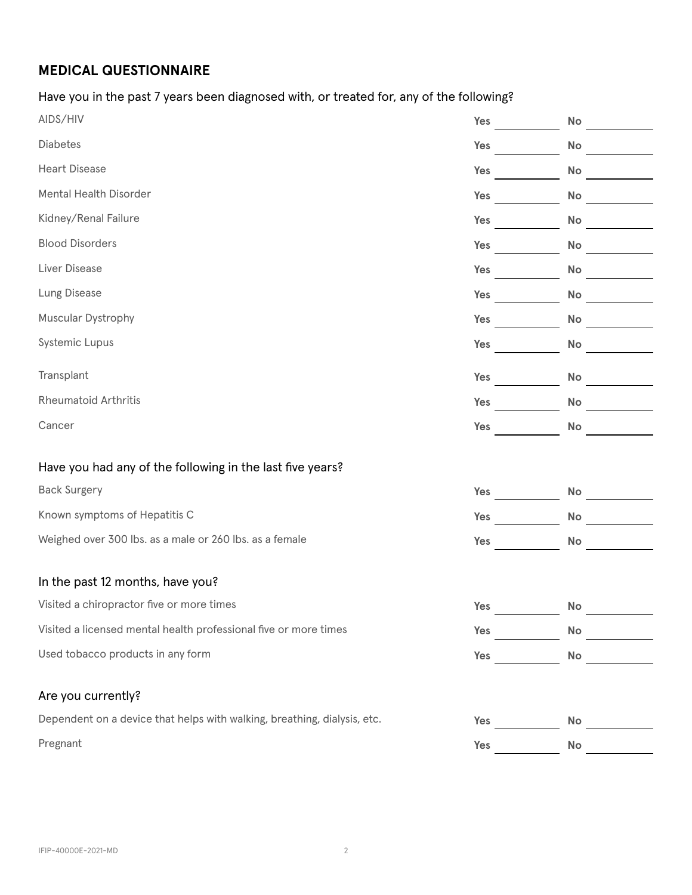## MEDICAL QUESTIONNAIRE

Have you in the past 7 years been diagnosed with, or treated for, any of the following?

| | | |
|---|---|---|
| AIDS/HIV | **Yes** ______ | **No** ______ |
| Diabetes | **Yes** ______ | **No** ______ |
| Heart Disease | **Yes** ______ | **No** ______ |
| Mental Health Disorder | **Yes** ______ | **No** ______ |
| Kidney/Renal Failure | **Yes** ______ | **No** ______ |
| Blood Disorders | **Yes** ______ | **No** ______ |
| Liver Disease | **Yes** ______ | **No** ______ |
| Lung Disease | **Yes** ______ | **No** ______ |
| Muscular Dystrophy | **Yes** ______ | **No** ______ |
| Systemic Lupus | **Yes** ______ | **No** ______ |
| Transplant | **Yes** ______ | **No** ______ |
| Rheumatoid Arthritis | **Yes** ______ | **No** ______ |
| Cancer | **Yes** ______ | **No** ______ |

Have you had any of the following in the last five years?

| | | |
|---|---|---|
| Back Surgery | **Yes** ______ | **No** ______ |
| Known symptoms of Hepatitis C | **Yes** ______ | **No** ______ |
| Weighed over 300 lbs. as a male or 260 lbs. as a female | **Yes** ______ | **No** ______ |

In the past 12 months, have you?

| | | |
|---|---|---|
| Visited a chiropractor five or more times | **Yes** ______ | **No** ______ |
| Visited a licensed mental health professional five or more times | **Yes** ______ | **No** ______ |
| Used tobacco products in any form | **Yes** ______ | **No** ______ |

Are you currently?

| | | |
|---|---|---|
| Dependent on a device that helps with walking, breathing, dialysis, etc. | **Yes** ______ | **No** ______ |
| Pregnant | **Yes** ______ | **No** ______ |

IFIP-40000E-2021-MD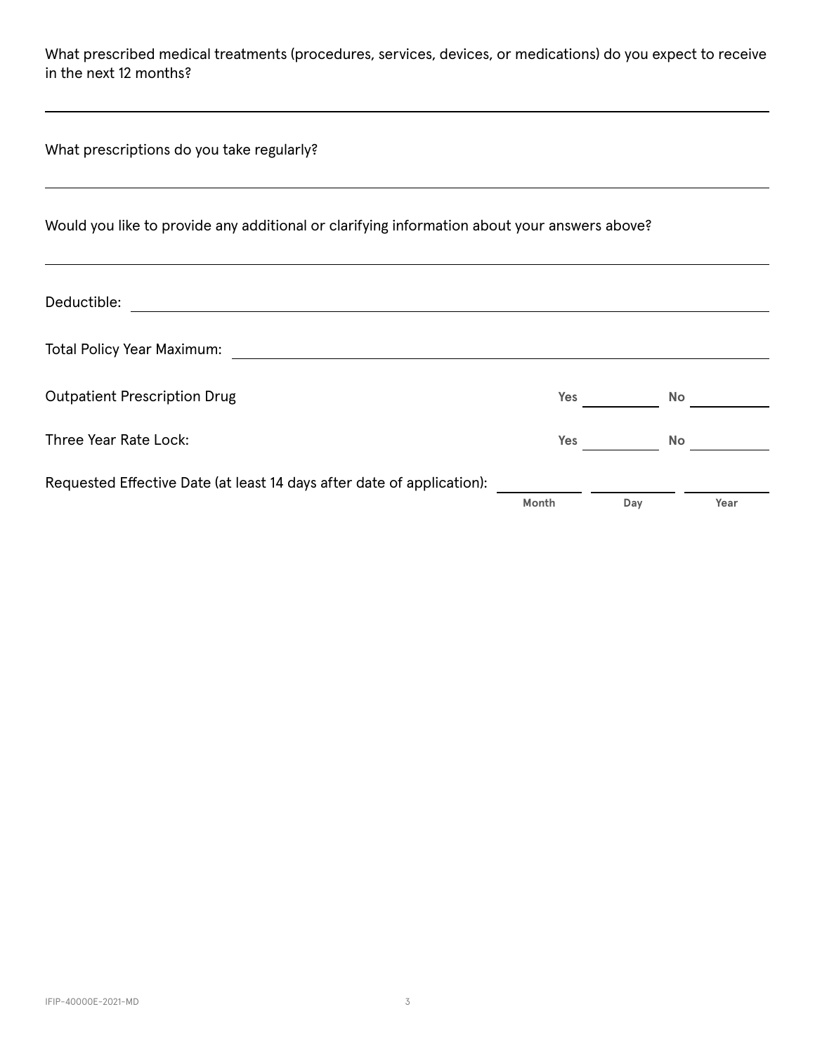What prescribed medical treatments (procedures, services, devices, or medications) do you expect to receive in the next 12 months?

\_\_\_\_\_\_\_\_\_\_\_\_\_\_\_\_\_\_\_\_\_\_\_\_\_\_\_\_\_\_\_\_\_\_\_\_\_\_\_\_\_\_\_\_\_\_\_\_\_\_\_\_\_\_\_\_\_\_\_\_\_\_\_\_\_\_\_\_\_\_\_\_\_\_\_\_\_\_

What prescriptions do you take regularly?

\_\_\_\_\_\_\_\_\_\_\_\_\_\_\_\_\_\_\_\_\_\_\_\_\_\_\_\_\_\_\_\_\_\_\_\_\_\_\_\_\_\_\_\_\_\_\_\_\_\_\_\_\_\_\_\_\_\_\_\_\_\_\_\_\_\_\_\_\_\_\_\_\_\_\_\_\_\_

Would you like to provide any additional or clarifying information about your answers above?

\_\_\_\_\_\_\_\_\_\_\_\_\_\_\_\_\_\_\_\_\_\_\_\_\_\_\_\_\_\_\_\_\_\_\_\_\_\_\_\_\_\_\_\_\_\_\_\_\_\_\_\_\_\_\_\_\_\_\_\_\_\_\_\_\_\_\_\_\_\_\_\_\_\_\_\_\_\_

Deductible: \_\_\_\_\_\_\_\_\_\_\_\_\_\_\_\_\_\_\_\_\_\_\_\_\_\_\_\_\_\_\_\_\_\_\_\_\_\_\_\_\_\_\_\_\_\_\_\_\_\_\_\_\_\_\_\_\_\_\_\_\_\_\_\_\_\_\_\_\_\_

Total Policy Year Maximum: \_\_\_\_\_\_\_\_\_\_\_\_\_\_\_\_\_\_\_\_\_\_\_\_\_\_\_\_\_\_\_\_\_\_\_\_\_\_\_\_\_\_\_\_\_\_\_\_\_\_\_\_\_\_\_\_\_\_

Outpatient Prescription Drug **Yes** \_\_\_\_\_\_\_\_\_\_ **No** \_\_\_\_\_\_\_\_\_\_

Three Year Rate Lock: **Yes** \_\_\_\_\_\_\_\_\_\_ **No** \_\_\_\_\_\_\_\_\_\_

Requested Effective Date (at least 14 days after date of application): \_\_\_\_\_\_\_\_\_\_ \_\_\_\_\_\_\_\_\_\_ \_\_\_\_\_\_\_\_\_\_
**Month** **Day** **Year**

IFIP-40000E-2021-MD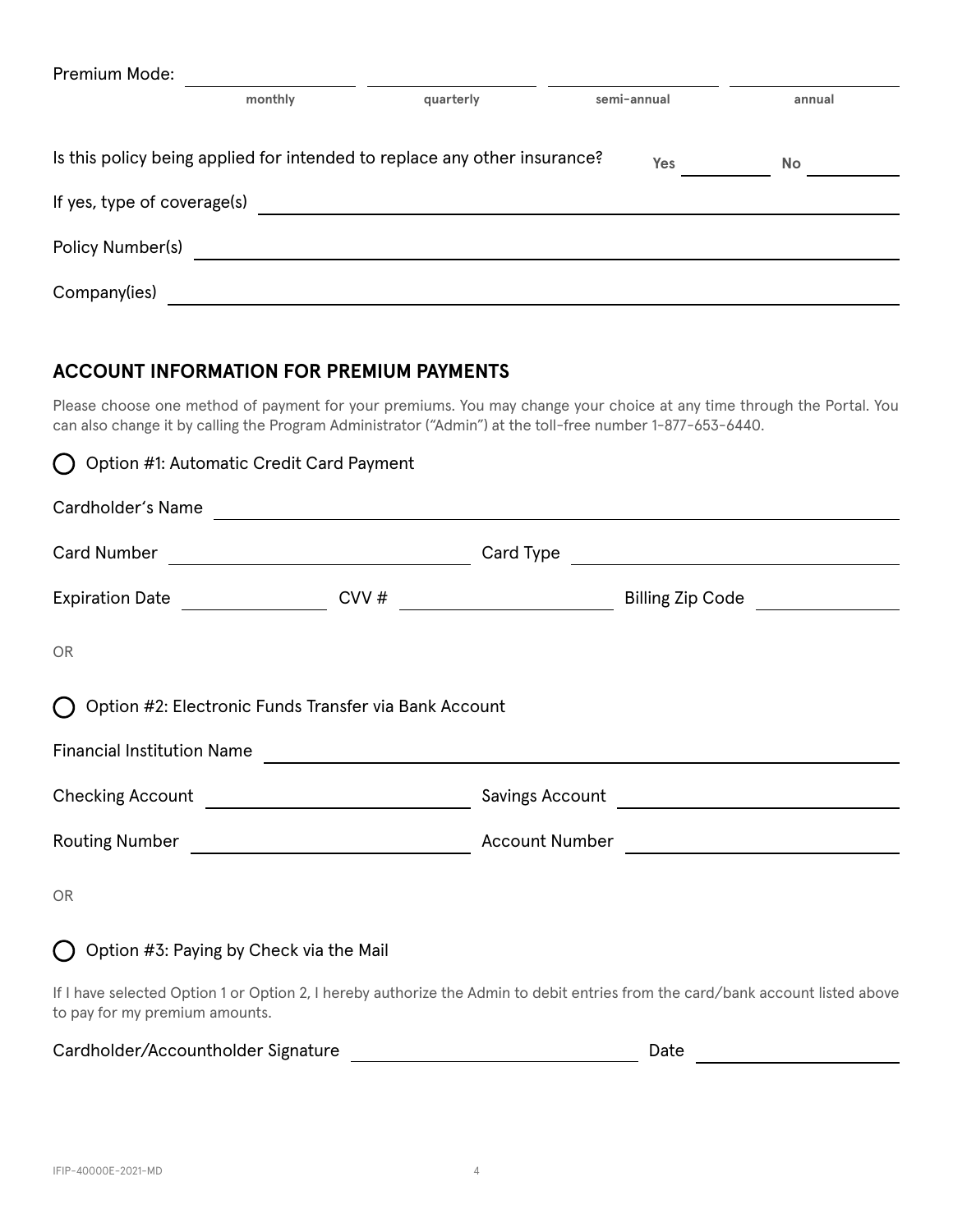Premium Mode: \_\_\_\_\_\_\_\_ monthly \_\_\_\_\_\_\_\_ quarterly \_\_\_\_\_\_\_\_ semi-annual \_\_\_\_\_\_\_\_ annual

Is this policy being applied for intended to replace any other insurance? Yes \_\_\_\_\_\_\_\_ No \_\_\_\_\_\_\_\_

If yes, type of coverage(s) \_\_\_\_\_\_\_\_\_\_\_\_\_\_\_\_\_\_\_\_\_\_\_\_

Policy Number(s) \_\_\_\_\_\_\_\_\_\_\_\_\_\_\_\_\_\_\_\_\_\_\_\_

Company(ies) \_\_\_\_\_\_\_\_\_\_\_\_\_\_\_\_\_\_\_\_\_\_\_\_

## ACCOUNT INFORMATION FOR PREMIUM PAYMENTS

Please choose one method of payment for your premiums. You may change your choice at any time through the Portal. You can also change it by calling the Program Administrator ("Admin") at the toll-free number 1-877-653-6440.

○ Option #1: Automatic Credit Card Payment

Cardholder's Name \_\_\_\_\_\_\_\_\_\_\_\_\_\_\_\_\_\_\_\_\_\_\_\_

Card Number \_\_\_\_\_\_\_\_\_\_\_\_\_\_\_\_ Card Type \_\_\_\_\_\_\_\_\_\_\_\_\_\_\_\_

Expiration Date \_\_\_\_\_\_\_\_ CVV # \_\_\_\_\_\_\_\_ Billing Zip Code \_\_\_\_\_\_\_\_

OR

○ Option #2: Electronic Funds Transfer via Bank Account

Financial Institution Name \_\_\_\_\_\_\_\_\_\_\_\_\_\_\_\_\_\_\_\_\_\_\_\_

Checking Account \_\_\_\_\_\_\_\_\_\_\_\_\_\_\_\_ Savings Account \_\_\_\_\_\_\_\_\_\_\_\_\_\_\_\_

Routing Number \_\_\_\_\_\_\_\_\_\_\_\_\_\_\_\_ Account Number \_\_\_\_\_\_\_\_\_\_\_\_\_\_\_\_

OR

○ Option #3: Paying by Check via the Mail

If I have selected Option 1 or Option 2, I hereby authorize the Admin to debit entries from the card/bank account listed above to pay for my premium amounts.

Cardholder/Accountholder Signature \_\_\_\_\_\_\_\_\_\_\_\_\_\_\_\_ Date \_\_\_\_\_\_\_\_

IFIP-40000E-2021-MD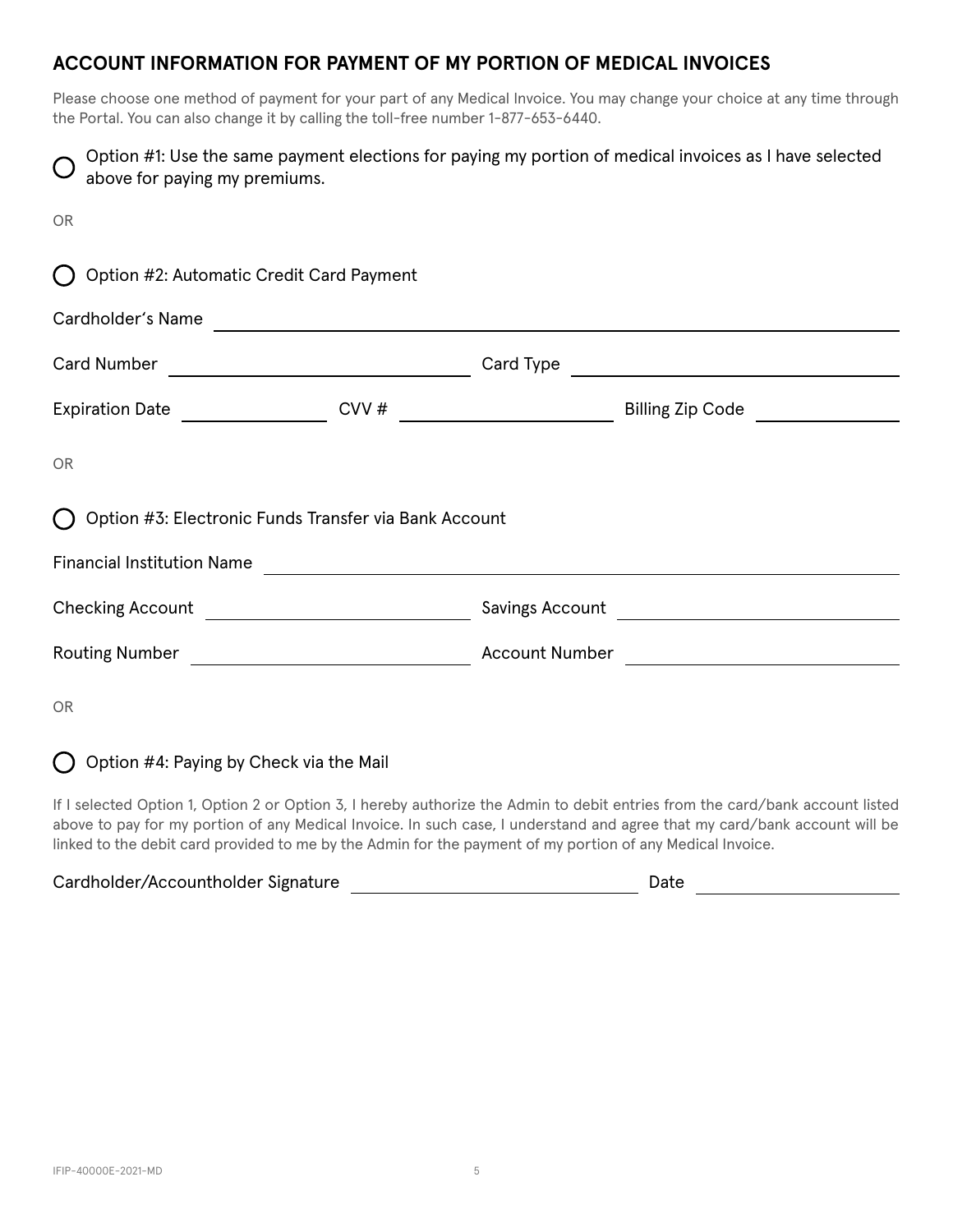## ACCOUNT INFORMATION FOR PAYMENT OF MY PORTION OF MEDICAL INVOICES

Please choose one method of payment for your part of any Medical Invoice. You may change your choice at any time through the Portal. You can also change it by calling the toll-free number 1-877-653-6440.

○ Option #1: Use the same payment elections for paying my portion of medical invoices as I have selected above for paying my premiums.

OR

○ Option #2: Automatic Credit Card Payment

Cardholder's Name ______________________________

Card Number ______________________________ Card Type ______________________________

Expiration Date ______________ CVV # ______________ Billing Zip Code ______________

OR

○ Option #3: Electronic Funds Transfer via Bank Account

Financial Institution Name ______________________________

Checking Account ______________________________ Savings Account ______________________________

Routing Number ______________________________ Account Number ______________________________

OR

○ Option #4: Paying by Check via the Mail

If I selected Option 1, Option 2 or Option 3, I hereby authorize the Admin to debit entries from the card/bank account listed above to pay for my portion of any Medical Invoice. In such case, I understand and agree that my card/bank account will be linked to the debit card provided to me by the Admin for the payment of my portion of any Medical Invoice.

Cardholder/Accountholder Signature ______________________________ Date ______________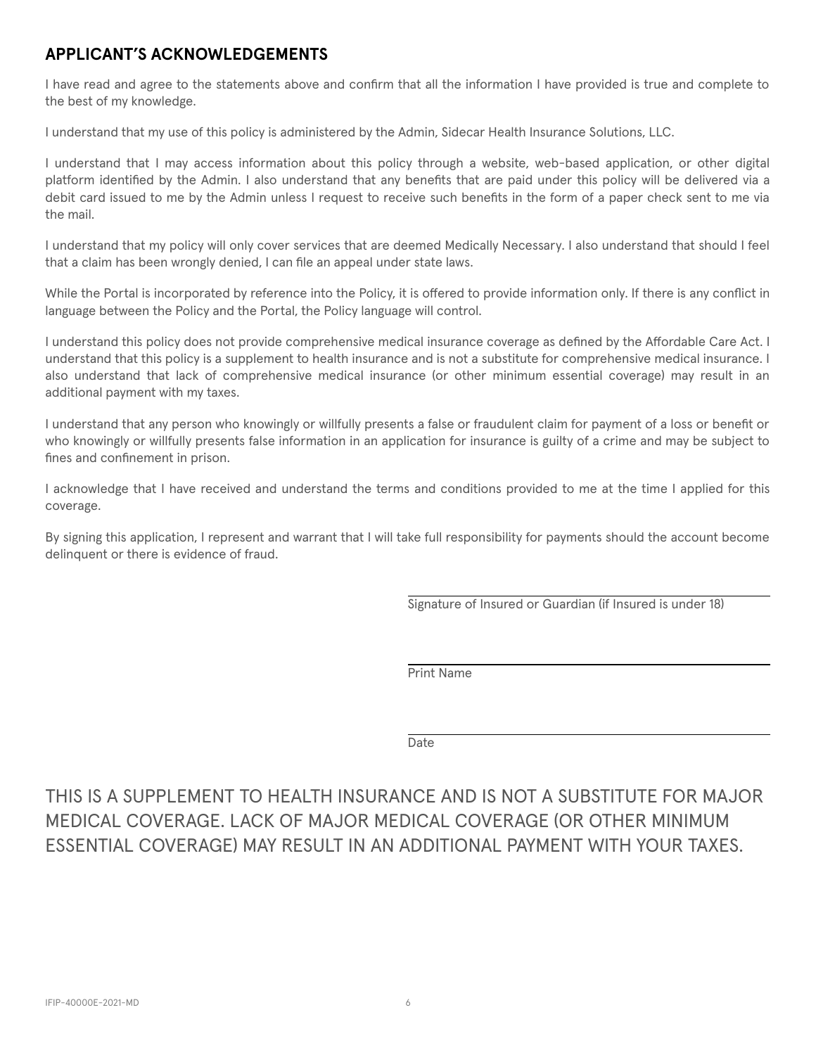## APPLICANT'S ACKNOWLEDGEMENTS

I have read and agree to the statements above and confirm that all the information I have provided is true and complete to the best of my knowledge.

I understand that my use of this policy is administered by the Admin, Sidecar Health Insurance Solutions, LLC.

I understand that I may access information about this policy through a website, web-based application, or other digital platform identified by the Admin. I also understand that any benefits that are paid under this policy will be delivered via a debit card issued to me by the Admin unless I request to receive such benefits in the form of a paper check sent to me via the mail.

I understand that my policy will only cover services that are deemed Medically Necessary. I also understand that should I feel that a claim has been wrongly denied, I can file an appeal under state laws.

While the Portal is incorporated by reference into the Policy, it is offered to provide information only. If there is any conflict in language between the Policy and the Portal, the Policy language will control.

I understand this policy does not provide comprehensive medical insurance coverage as defined by the Affordable Care Act. I understand that this policy is a supplement to health insurance and is not a substitute for comprehensive medical insurance. I also understand that lack of comprehensive medical insurance (or other minimum essential coverage) may result in an additional payment with my taxes.

I understand that any person who knowingly or willfully presents a false or fraudulent claim for payment of a loss or benefit or who knowingly or willfully presents false information in an application for insurance is guilty of a crime and may be subject to fines and confinement in prison.

I acknowledge that I have received and understand the terms and conditions provided to me at the time I applied for this coverage.

By signing this application, I represent and warrant that I will take full responsibility for payments should the account become delinquent or there is evidence of fraud.

\_\_\_\_\_\_\_\_\_\_\_\_\_\_\_\_\_\_\_\_\_\_\_\_\_\_\_\_\_\_\_\_\_\_\_\_\_\_\_\_
Signature of Insured or Guardian (if Insured is under 18)

\_\_\_\_\_\_\_\_\_\_\_\_\_\_\_\_\_\_\_\_\_\_\_\_\_\_\_\_\_\_\_\_\_\_\_\_\_\_\_\_
Print Name

\_\_\_\_\_\_\_\_\_\_\_\_\_\_\_\_\_\_\_\_\_\_\_\_\_\_\_\_\_\_\_\_\_\_\_\_\_\_\_\_
Date

THIS IS A SUPPLEMENT TO HEALTH INSURANCE AND IS NOT A SUBSTITUTE FOR MAJOR MEDICAL COVERAGE. LACK OF MAJOR MEDICAL COVERAGE (OR OTHER MINIMUM ESSENTIAL COVERAGE) MAY RESULT IN AN ADDITIONAL PAYMENT WITH YOUR TAXES.

IFIP-40000E-2021-MD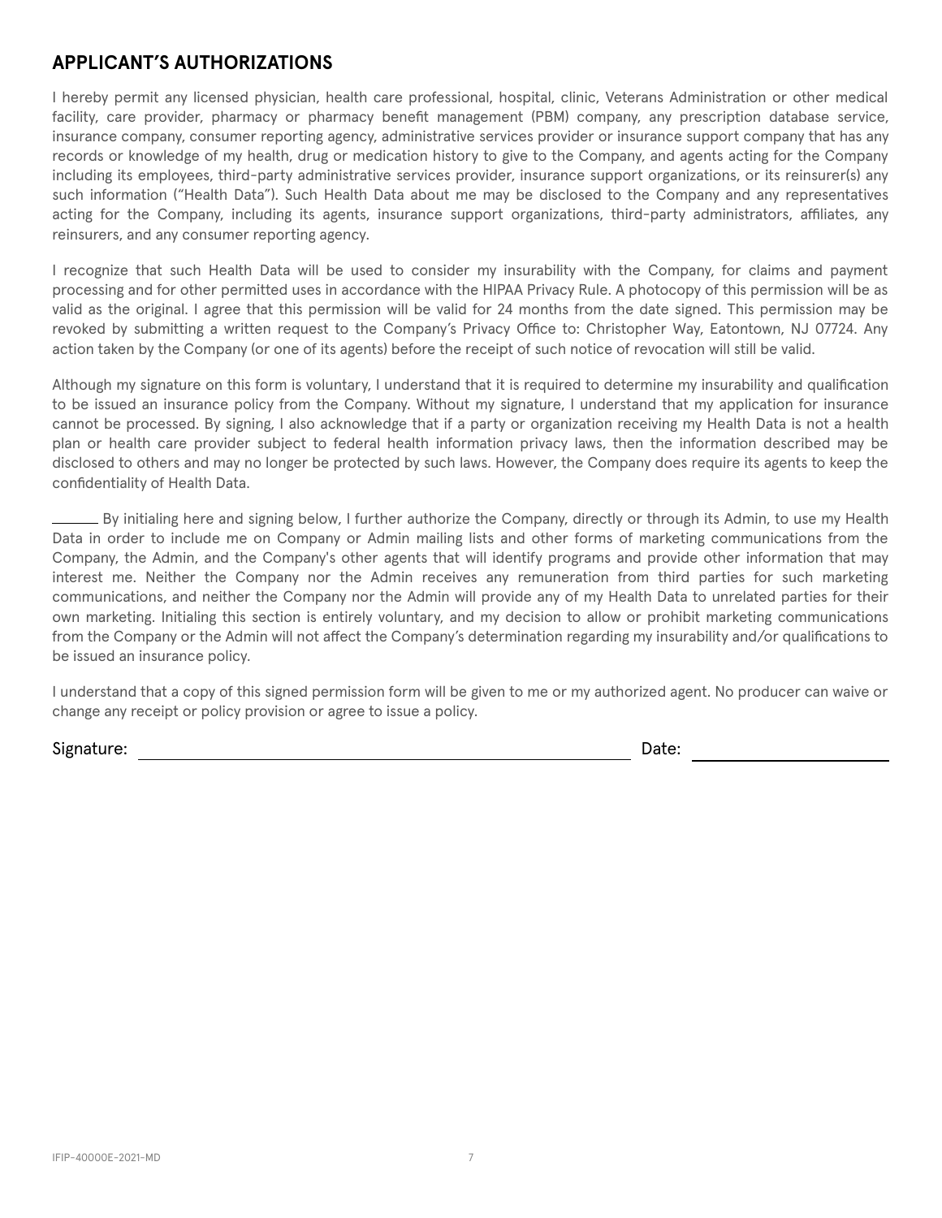## APPLICANT'S AUTHORIZATIONS

I hereby permit any licensed physician, health care professional, hospital, clinic, Veterans Administration or other medical facility, care provider, pharmacy or pharmacy benefit management (PBM) company, any prescription database service, insurance company, consumer reporting agency, administrative services provider or insurance support company that has any records or knowledge of my health, drug or medication history to give to the Company, and agents acting for the Company including its employees, third-party administrative services provider, insurance support organizations, or its reinsurer(s) any such information ("Health Data"). Such Health Data about me may be disclosed to the Company and any representatives acting for the Company, including its agents, insurance support organizations, third-party administrators, affiliates, any reinsurers, and any consumer reporting agency.

I recognize that such Health Data will be used to consider my insurability with the Company, for claims and payment processing and for other permitted uses in accordance with the HIPAA Privacy Rule. A photocopy of this permission will be as valid as the original. I agree that this permission will be valid for 24 months from the date signed. This permission may be revoked by submitting a written request to the Company's Privacy Office to: Christopher Way, Eatontown, NJ 07724. Any action taken by the Company (or one of its agents) before the receipt of such notice of revocation will still be valid.

Although my signature on this form is voluntary, I understand that it is required to determine my insurability and qualification to be issued an insurance policy from the Company. Without my signature, I understand that my application for insurance cannot be processed. By signing, I also acknowledge that if a party or organization receiving my Health Data is not a health plan or health care provider subject to federal health information privacy laws, then the information described may be disclosed to others and may no longer be protected by such laws. However, the Company does require its agents to keep the confidentiality of Health Data.

______ By initialing here and signing below, I further authorize the Company, directly or through its Admin, to use my Health Data in order to include me on Company or Admin mailing lists and other forms of marketing communications from the Company, the Admin, and the Company's other agents that will identify programs and provide other information that may interest me. Neither the Company nor the Admin receives any remuneration from third parties for such marketing communications, and neither the Company nor the Admin will provide any of my Health Data to unrelated parties for their own marketing. Initialing this section is entirely voluntary, and my decision to allow or prohibit marketing communications from the Company or the Admin will not affect the Company's determination regarding my insurability and/or qualifications to be issued an insurance policy.

I understand that a copy of this signed permission form will be given to me or my authorized agent. No producer can waive or change any receipt or policy provision or agree to issue a policy.

Signature: ______________________________ Date: ______________

IFIP-40000E-2021-MD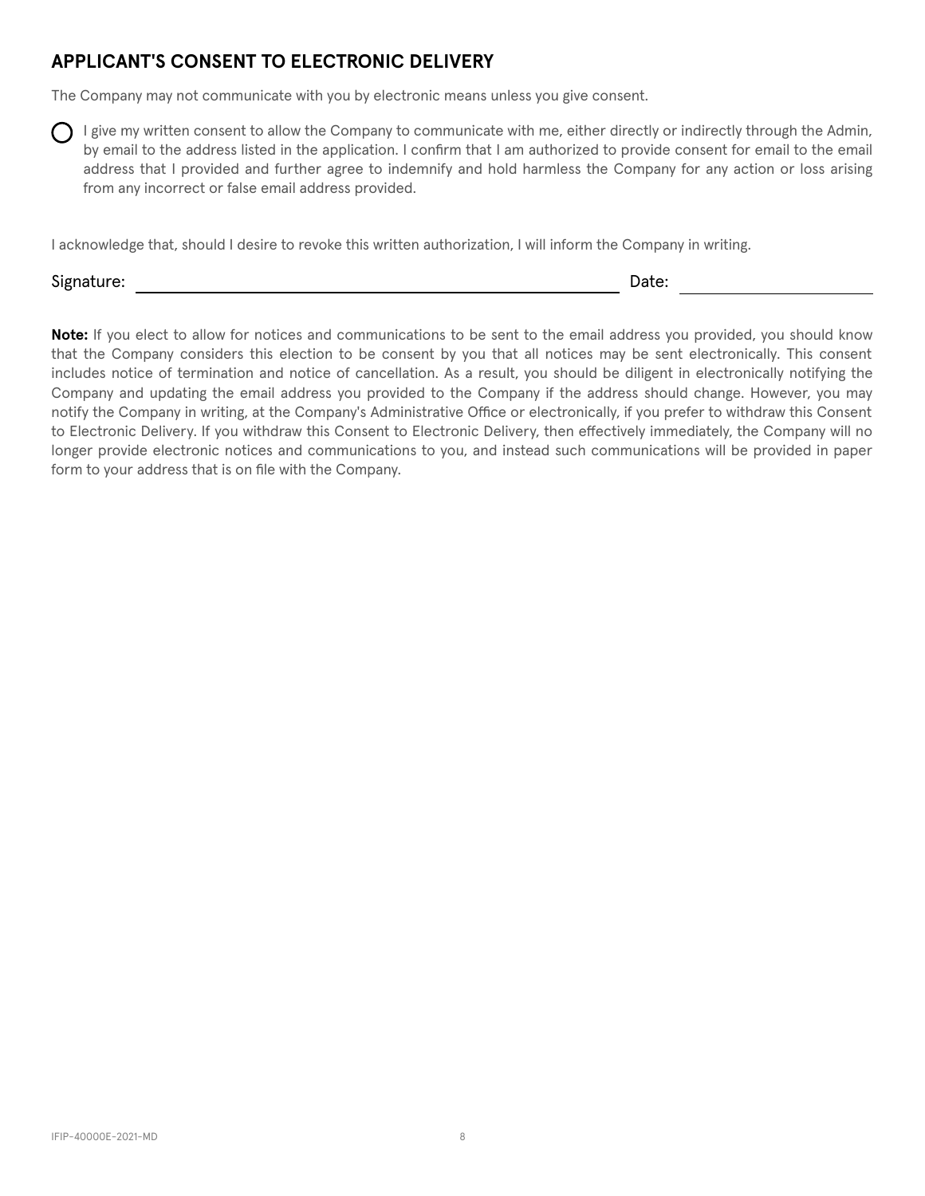## APPLICANT'S CONSENT TO ELECTRONIC DELIVERY

The Company may not communicate with you by electronic means unless you give consent.

- [ ] I give my written consent to allow the Company to communicate with me, either directly or indirectly through the Admin, by email to the address listed in the application. I confirm that I am authorized to provide consent for email to the email address that I provided and further agree to indemnify and hold harmless the Company for any action or loss arising from any incorrect or false email address provided.

I acknowledge that, should I desire to revoke this written authorization, I will inform the Company in writing.

Signature: ______________________________ Date: ______________

**Note:** If you elect to allow for notices and communications to be sent to the email address you provided, you should know that the Company considers this election to be consent by you that all notices may be sent electronically. This consent includes notice of termination and notice of cancellation. As a result, you should be diligent in electronically notifying the Company and updating the email address you provided to the Company if the address should change. However, you may notify the Company in writing, at the Company's Administrative Office or electronically, if you prefer to withdraw this Consent to Electronic Delivery. If you withdraw this Consent to Electronic Delivery, then effectively immediately, the Company will no longer provide electronic notices and communications to you, and instead such communications will be provided in paper form to your address that is on file with the Company.

IFIP-40000E-2021-MD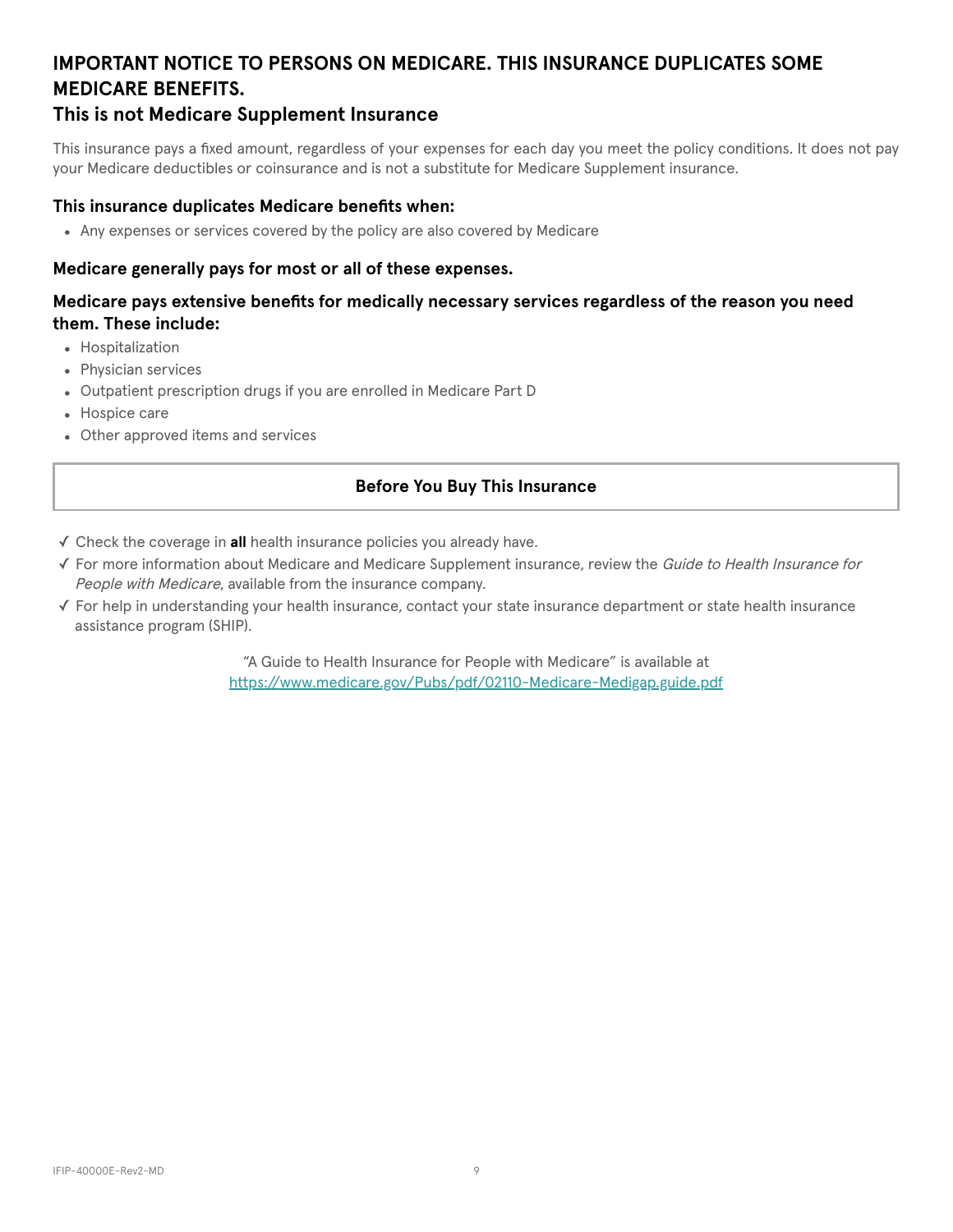## IMPORTANT NOTICE TO PERSONS ON MEDICARE. THIS INSURANCE DUPLICATES SOME MEDICARE BENEFITS.

### This is not Medicare Supplement Insurance

This insurance pays a fixed amount, regardless of your expenses for each day you meet the policy conditions. It does not pay your Medicare deductibles or coinsurance and is not a substitute for Medicare Supplement insurance.

**This insurance duplicates Medicare benefits when:**

- Any expenses or services covered by the policy are also covered by Medicare

**Medicare generally pays for most or all of these expenses.**

**Medicare pays extensive benefits for medically necessary services regardless of the reason you need them. These include:**

- Hospitalization
- Physician services
- Outpatient prescription drugs if you are enrolled in Medicare Part D
- Hospice care
- Other approved items and services

**Before You Buy This Insurance**

✓ Check the coverage in **all** health insurance policies you already have.

✓ For more information about Medicare and Medicare Supplement insurance, review the *Guide to Health Insurance for People with Medicare*, available from the insurance company.

✓ For help in understanding your health insurance, contact your state insurance department or state health insurance assistance program (SHIP).

"A Guide to Health Insurance for People with Medicare" is available at https://www.medicare.gov/Pubs/pdf/02110-Medicare-Medigap.guide.pdf

IFIP-40000E-Rev2-MD